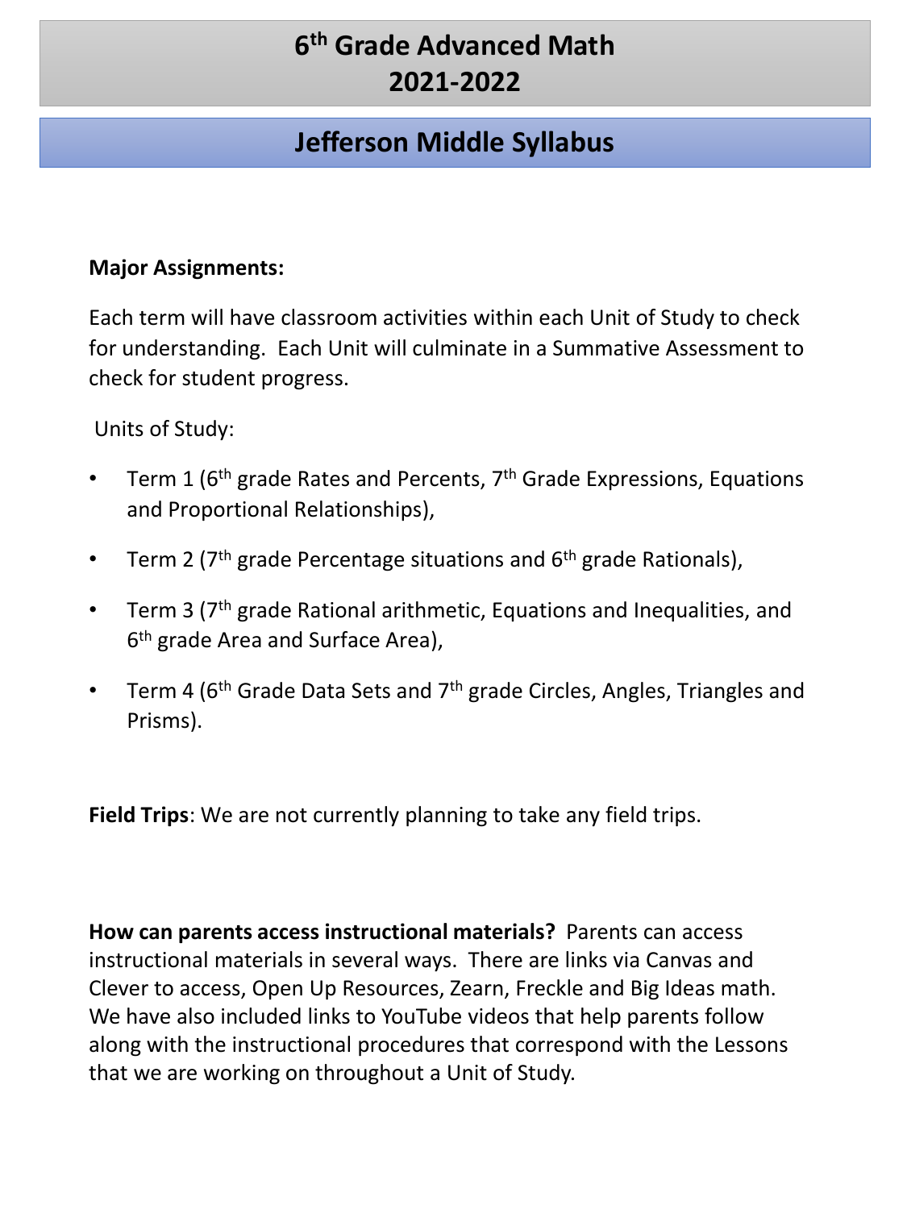# 6th Grade Advanced Math
# 2021-2022

## Jefferson Middle Syllabus

**Major Assignments:**

Each term will have classroom activities within each Unit of Study to check for understanding. Each Unit will culminate in a Summative Assessment to check for student progress.

Units of Study:

- Term 1 (6th grade Rates and Percents, 7th Grade Expressions, Equations and Proportional Relationships),
- Term 2 (7th grade Percentage situations and 6th grade Rationals),
- Term 3 (7th grade Rational arithmetic, Equations and Inequalities, and 6th grade Area and Surface Area),
- Term 4 (6th Grade Data Sets and 7th grade Circles, Angles, Triangles and Prisms).

**Field Trips**: We are not currently planning to take any field trips.

**How can parents access instructional materials?** Parents can access instructional materials in several ways. There are links via Canvas and Clever to access, Open Up Resources, Zearn, Freckle and Big Ideas math. We have also included links to YouTube videos that help parents follow along with the instructional procedures that correspond with the Lessons that we are working on throughout a Unit of Study.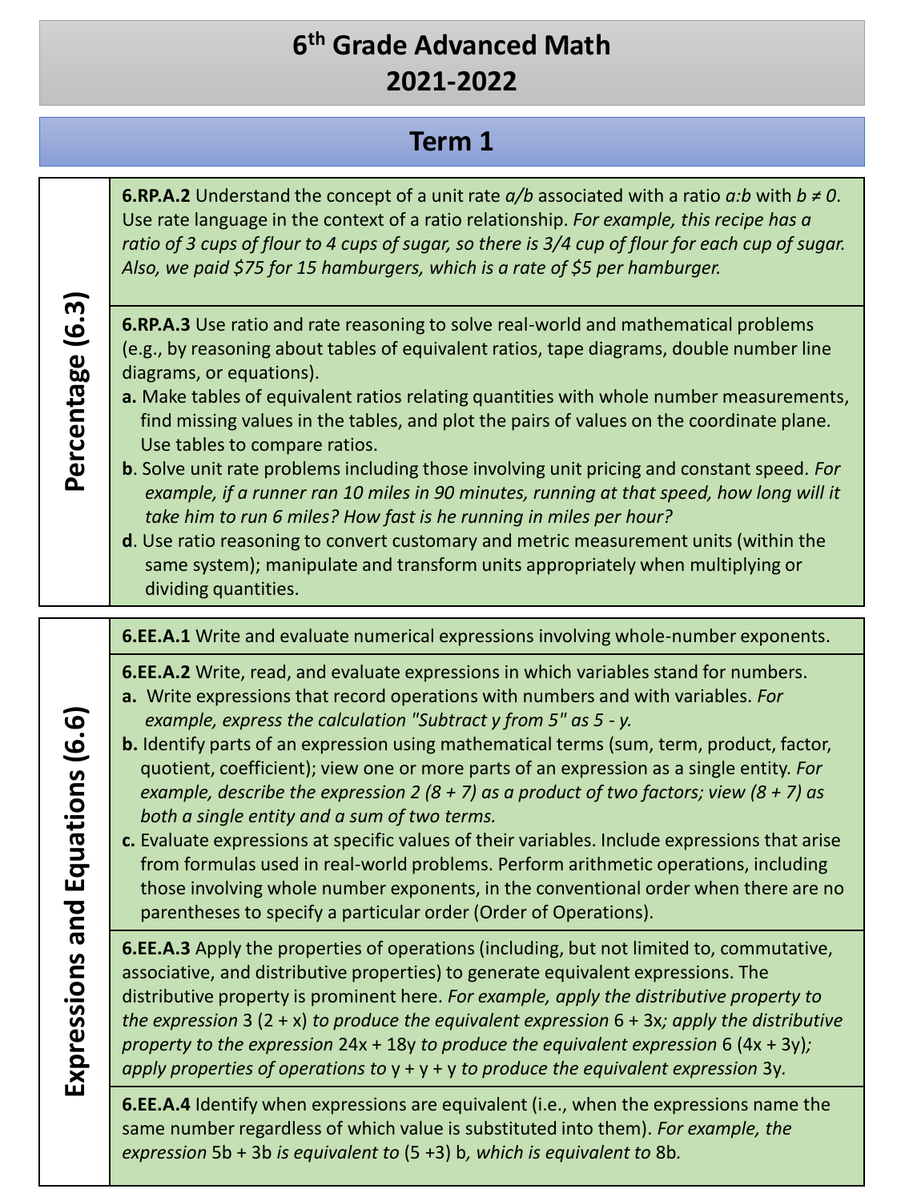# 6th Grade Advanced Math 2021-2022

## Term 1

### Percentage (6.3)

**6.RP.A.2** Understand the concept of a unit rate $a/b$ associated with a ratio $a:b$ with $b \neq 0$. Use rate language in the context of a ratio relationship. *For example, this recipe has a ratio of 3 cups of flour to 4 cups of sugar, so there is 3/4 cup of flour for each cup of sugar. Also, we paid $75 for 15 hamburgers, which is a rate of $5 per hamburger.*

**6.RP.A.3** Use ratio and rate reasoning to solve real-world and mathematical problems (e.g., by reasoning about tables of equivalent ratios, tape diagrams, double number line diagrams, or equations).

- **a.** Make tables of equivalent ratios relating quantities with whole number measurements, find missing values in the tables, and plot the pairs of values on the coordinate plane. Use tables to compare ratios.
- **b**. Solve unit rate problems including those involving unit pricing and constant speed. *For example, if a runner ran 10 miles in 90 minutes, running at that speed, how long will it take him to run 6 miles? How fast is he running in miles per hour?*
- **d**. Use ratio reasoning to convert customary and metric measurement units (within the same system); manipulate and transform units appropriately when multiplying or dividing quantities.

### Expressions and Equations (6.6)

**6.EE.A.1** Write and evaluate numerical expressions involving whole-number exponents.

**6.EE.A.2** Write, read, and evaluate expressions in which variables stand for numbers.

- **a.** Write expressions that record operations with numbers and with variables. *For example, express the calculation "Subtract y from 5" as 5 - y.*
- **b.** Identify parts of an expression using mathematical terms (sum, term, product, factor, quotient, coefficient); view one or more parts of an expression as a single entity. *For example, describe the expression 2 (8 + 7) as a product of two factors; view (8 + 7) as both a single entity and a sum of two terms.*
- **c.** Evaluate expressions at specific values of their variables. Include expressions that arise from formulas used in real-world problems. Perform arithmetic operations, including those involving whole number exponents, in the conventional order when there are no parentheses to specify a particular order (Order of Operations).

**6.EE.A.3** Apply the properties of operations (including, but not limited to, commutative, associative, and distributive properties) to generate equivalent expressions. The distributive property is prominent here. *For example, apply the distributive property to the expression* 3 (2 + x) *to produce the equivalent expression* 6 + 3x*; apply the distributive property to the expression* 24x + 18y *to produce the equivalent expression* 6 (4x + 3y)*; apply properties of operations to* y + y + y *to produce the equivalent expression* 3y.

**6.EE.A.4** Identify when expressions are equivalent (i.e., when the expressions name the same number regardless of which value is substituted into them). *For example, the expression* 5b + 3b *is equivalent to* (5 +3) b*, which is equivalent to* 8b.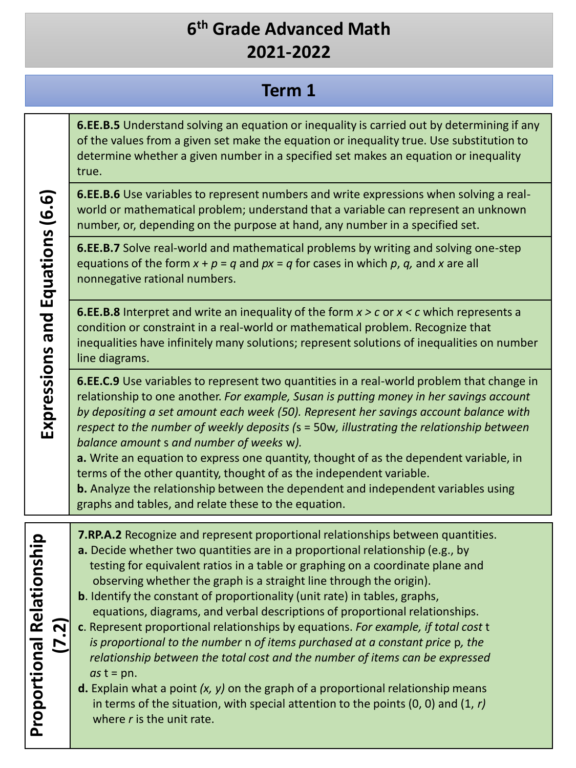# 6th Grade Advanced Math
# 2021-2022

## Term 1

| Expressions and Equations (6.6) |  |
|---|---|
| | **6.EE.B.5** Understand solving an equation or inequality is carried out by determining if any of the values from a given set make the equation or inequality true. Use substitution to determine whether a given number in a specified set makes an equation or inequality true. |
| | **6.EE.B.6** Use variables to represent numbers and write expressions when solving a real-world or mathematical problem; understand that a variable can represent an unknown number, or, depending on the purpose at hand, any number in a specified set. |
| | **6.EE.B.7** Solve real-world and mathematical problems by writing and solving one-step equations of the form $x + p = q$ and $px = q$ for cases in which $p$, $q$, and $x$ are all nonnegative rational numbers. |
| | **6.EE.B.8** Interpret and write an inequality of the form $x > c$ or $x < c$ which represents a condition or constraint in a real-world or mathematical problem. Recognize that inequalities have infinitely many solutions; represent solutions of inequalities on number line diagrams. |
| | **6.EE.C.9** Use variables to represent two quantities in a real-world problem that change in relationship to one another. *For example, Susan is putting money in her savings account by depositing a set amount each week (50). Represent her savings account balance with respect to the number of weekly deposits (*$s = 50w$*, illustrating the relationship between balance amount* s *and number of weeks* w*).* <br> **a.** Write an equation to express one quantity, thought of as the dependent variable, in terms of the other quantity, thought of as the independent variable. <br> **b.** Analyze the relationship between the dependent and independent variables using graphs and tables, and relate these to the equation. |

| Proportional Relationship (7.2) |  |
|---|---|
| | **7.RP.A.2** Recognize and represent proportional relationships between quantities. <br> **a.** Decide whether two quantities are in a proportional relationship (e.g., by testing for equivalent ratios in a table or graphing on a coordinate plane and observing whether the graph is a straight line through the origin). <br> **b**. Identify the constant of proportionality (unit rate) in tables, graphs, equations, diagrams, and verbal descriptions of proportional relationships. <br> **c**. Represent proportional relationships by equations. *For example, if total cost* t *is proportional to the number* n *of items purchased at a constant price* p*, the relationship between the total cost and the number of items can be expressed as* $t = pn$. <br> **d.** Explain what a point $(x, y)$ on the graph of a proportional relationship means in terms of the situation, with special attention to the points $(0, 0)$ and $(1, r)$ where $r$ is the unit rate. |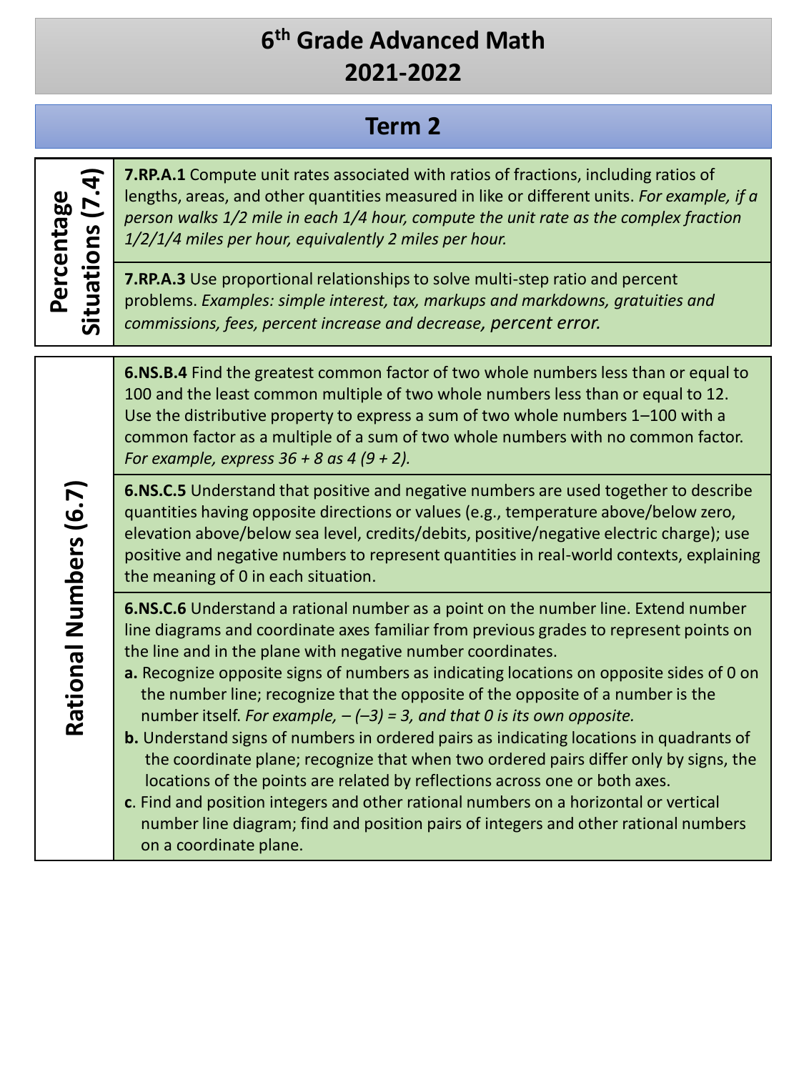# 6th Grade Advanced Math 2021-2022

## Term 2

| Unit | Standards |
| --- | --- |
| **Percentage Situations (7.4)** | **7.RP.A.1** Compute unit rates associated with ratios of fractions, including ratios of lengths, areas, and other quantities measured in like or different units. *For example, if a person walks 1/2 mile in each 1/4 hour, compute the unit rate as the complex fraction 1/2/1/4 miles per hour, equivalently 2 miles per hour.* |
| | **7.RP.A.3** Use proportional relationships to solve multi-step ratio and percent problems. *Examples: simple interest, tax, markups and markdowns, gratuities and commissions, fees, percent increase and decrease, percent error.* |

| Unit | Standards |
| --- | --- |
| **Rational Numbers (6.7)** | **6.NS.B.4** Find the greatest common factor of two whole numbers less than or equal to 100 and the least common multiple of two whole numbers less than or equal to 12. Use the distributive property to express a sum of two whole numbers 1–100 with a common factor as a multiple of a sum of two whole numbers with no common factor. *For example, express 36 + 8 as 4 (9 + 2).* |
| | **6.NS.C.5** Understand that positive and negative numbers are used together to describe quantities having opposite directions or values (e.g., temperature above/below zero, elevation above/below sea level, credits/debits, positive/negative electric charge); use positive and negative numbers to represent quantities in real-world contexts, explaining the meaning of 0 in each situation. |
| | **6.NS.C.6** Understand a rational number as a point on the number line. Extend number line diagrams and coordinate axes familiar from previous grades to represent points on the line and in the plane with negative number coordinates.<br>**a.** Recognize opposite signs of numbers as indicating locations on opposite sides of 0 on the number line; recognize that the opposite of the opposite of a number is the number itself. *For example, – (–3) = 3, and that 0 is its own opposite.*<br>**b.** Understand signs of numbers in ordered pairs as indicating locations in quadrants of the coordinate plane; recognize that when two ordered pairs differ only by signs, the locations of the points are related by reflections across one or both axes.<br>**c**. Find and position integers and other rational numbers on a horizontal or vertical number line diagram; find and position pairs of integers and other rational numbers on a coordinate plane. |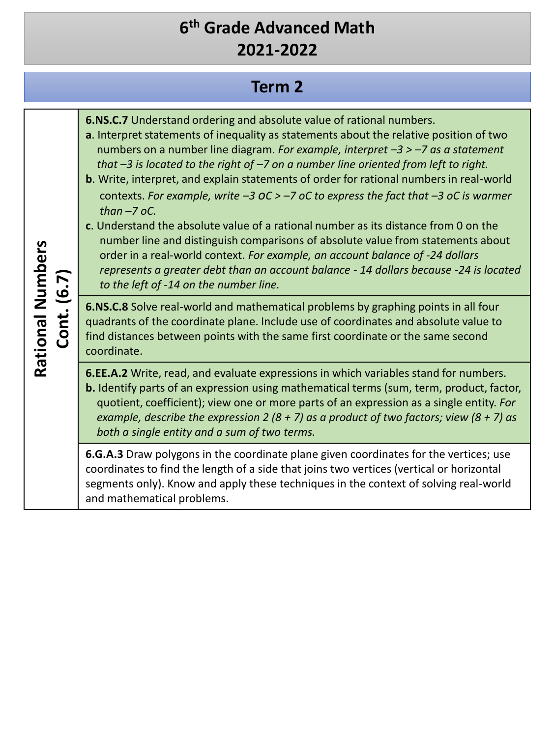# 6th Grade Advanced Math
# 2021-2022

## Term 2

| Rational Numbers Cont. (6.7) | |
|---|---|
| | **6.NS.C.7** Understand ordering and absolute value of rational numbers.<br>**a**. Interpret statements of inequality as statements about the relative position of two numbers on a number line diagram. *For example, interpret –3 > –7 as a statement that –3 is located to the right of –7 on a number line oriented from left to right.*<br>**b**. Write, interpret, and explain statements of order for rational numbers in real-world contexts. *For example, write –3 oC > –7 oC to express the fact that –3 oC is warmer than –7 oC.*<br>**c**. Understand the absolute value of a rational number as its distance from 0 on the number line and distinguish comparisons of absolute value from statements about order in a real-world context. *For example, an account balance of -24 dollars represents a greater debt than an account balance - 14 dollars because -24 is located to the left of -14 on the number line.* |
| | **6.NS.C.8** Solve real-world and mathematical problems by graphing points in all four quadrants of the coordinate plane. Include use of coordinates and absolute value to find distances between points with the same first coordinate or the same second coordinate. |
| | **6.EE.A.2** Write, read, and evaluate expressions in which variables stand for numbers.<br>**b.** Identify parts of an expression using mathematical terms (sum, term, product, factor, quotient, coefficient); view one or more parts of an expression as a single entity. *For example, describe the expression 2 (8 + 7) as a product of two factors; view (8 + 7) as both a single entity and a sum of two terms.* |
| | **6.G.A.3** Draw polygons in the coordinate plane given coordinates for the vertices; use coordinates to find the length of a side that joins two vertices (vertical or horizontal segments only). Know and apply these techniques in the context of solving real-world and mathematical problems. |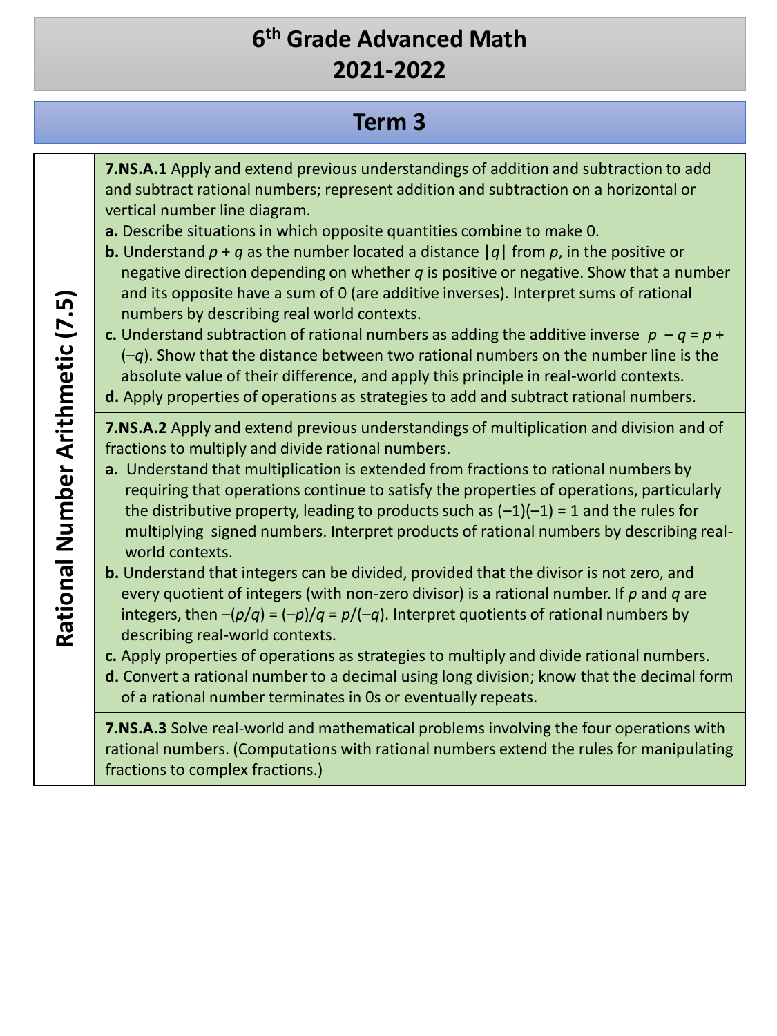# 6th Grade Advanced Math
# 2021-2022

## Term 3

| Rational Number Arithmetic (7.5) | |
|---|---|
| | **7.NS.A.1** Apply and extend previous understandings of addition and subtraction to add and subtract rational numbers; represent addition and subtraction on a horizontal or vertical number line diagram.<br>**a.** Describe situations in which opposite quantities combine to make 0.<br>**b.** Understand $p + q$ as the number located a distance $\|q\|$ from $p$, in the positive or negative direction depending on whether $q$ is positive or negative. Show that a number and its opposite have a sum of 0 (are additive inverses). Interpret sums of rational numbers by describing real world contexts.<br>**c.** Understand subtraction of rational numbers as adding the additive inverse $p - q = p + (-q)$. Show that the distance between two rational numbers on the number line is the absolute value of their difference, and apply this principle in real-world contexts.<br>**d.** Apply properties of operations as strategies to add and subtract rational numbers. |
| | **7.NS.A.2** Apply and extend previous understandings of multiplication and division and of fractions to multiply and divide rational numbers.<br>**a.** Understand that multiplication is extended from fractions to rational numbers by requiring that operations continue to satisfy the properties of operations, particularly the distributive property, leading to products such as $(-1)(-1) = 1$ and the rules for multiplying signed numbers. Interpret products of rational numbers by describing real-world contexts.<br>**b.** Understand that integers can be divided, provided that the divisor is not zero, and every quotient of integers (with non-zero divisor) is a rational number. If $p$ and $q$ are integers, then $-(p/q) = (-p)/q = p/(-q)$. Interpret quotients of rational numbers by describing real-world contexts.<br>**c.** Apply properties of operations as strategies to multiply and divide rational numbers.<br>**d.** Convert a rational number to a decimal using long division; know that the decimal form of a rational number terminates in 0s or eventually repeats. |
| | **7.NS.A.3** Solve real-world and mathematical problems involving the four operations with rational numbers. (Computations with rational numbers extend the rules for manipulating fractions to complex fractions.) |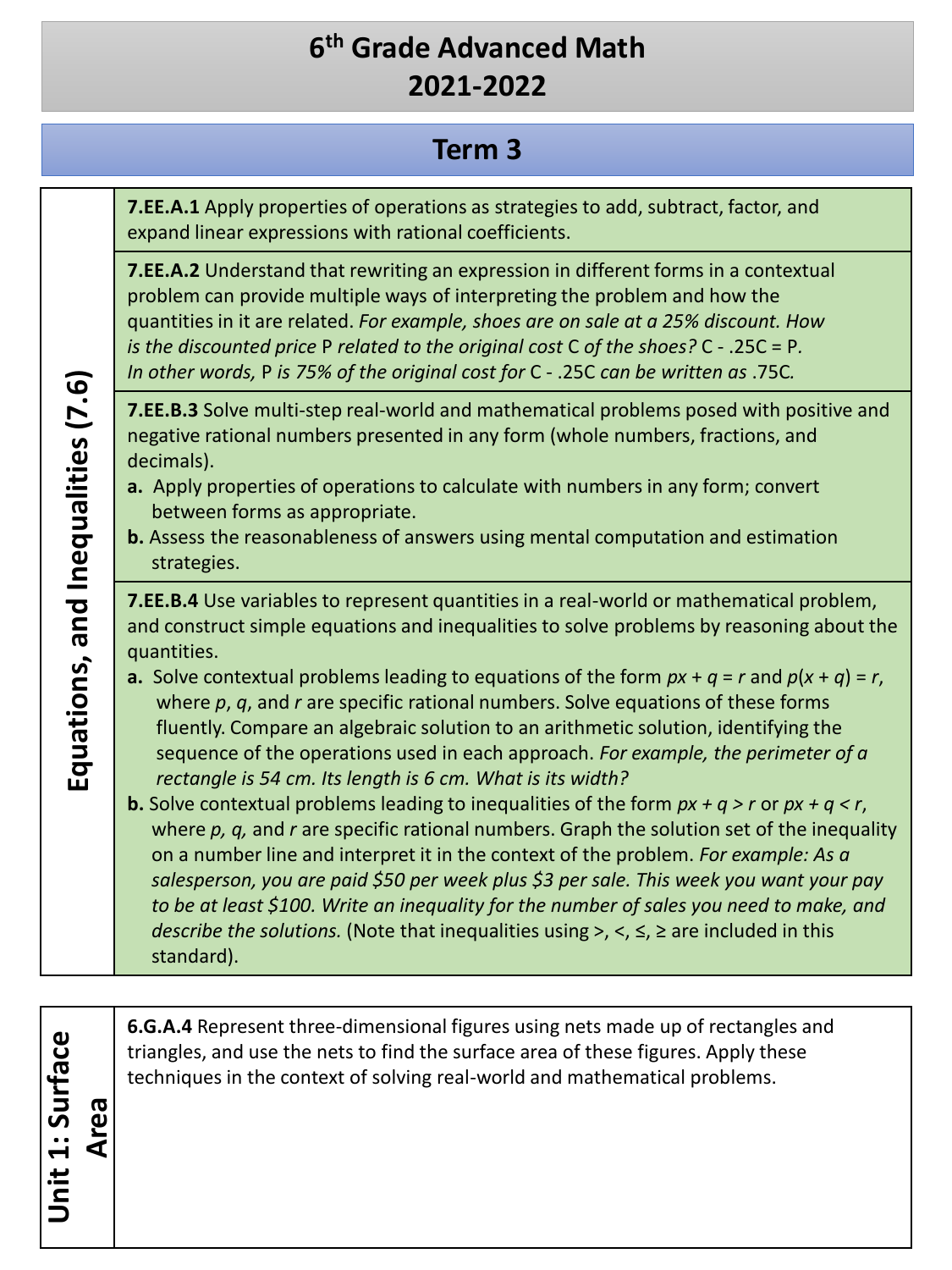# 6th Grade Advanced Math
# 2021-2022

## Term 3

| Equations, and Inequalities (7.6) | |
|---|---|
| | **7.EE.A.1** Apply properties of operations as strategies to add, subtract, factor, and expand linear expressions with rational coefficients. |
| | **7.EE.A.2** Understand that rewriting an expression in different forms in a contextual problem can provide multiple ways of interpreting the problem and how the quantities in it are related. *For example, shoes are on sale at a 25% discount. How is the discounted price* P *related to the original cost* C *of the shoes?* $C - .25C = P$. *In other words,* P *is 75% of the original cost for* $C - .25C$ *can be written as* $.75C$. |
| | **7.EE.B.3** Solve multi-step real-world and mathematical problems posed with positive and negative rational numbers presented in any form (whole numbers, fractions, and decimals).<br>**a.** Apply properties of operations to calculate with numbers in any form; convert between forms as appropriate.<br>**b.** Assess the reasonableness of answers using mental computation and estimation strategies. |
| | **7.EE.B.4** Use variables to represent quantities in a real-world or mathematical problem, and construct simple equations and inequalities to solve problems by reasoning about the quantities.<br>**a.** Solve contextual problems leading to equations of the form $px + q = r$ and $p(x + q) = r$, where $p$, $q$, and $r$ are specific rational numbers. Solve equations of these forms fluently. Compare an algebraic solution to an arithmetic solution, identifying the sequence of the operations used in each approach. *For example, the perimeter of a rectangle is 54 cm. Its length is 6 cm. What is its width?*<br>**b.** Solve contextual problems leading to inequalities of the form $px + q > r$ or $px + q < r$, where $p$, $q$, and $r$ are specific rational numbers. Graph the solution set of the inequality on a number line and interpret it in the context of the problem. *For example: As a salesperson, you are paid $50 per week plus $3 per sale. This week you want your pay to be at least $100. Write an inequality for the number of sales you need to make, and describe the solutions.* (Note that inequalities using >, <, ≤, ≥ are included in this standard). |

| Unit 1: Surface Area | |
|---|---|
| | **6.G.A.4** Represent three-dimensional figures using nets made up of rectangles and triangles, and use the nets to find the surface area of these figures. Apply these techniques in the context of solving real-world and mathematical problems. |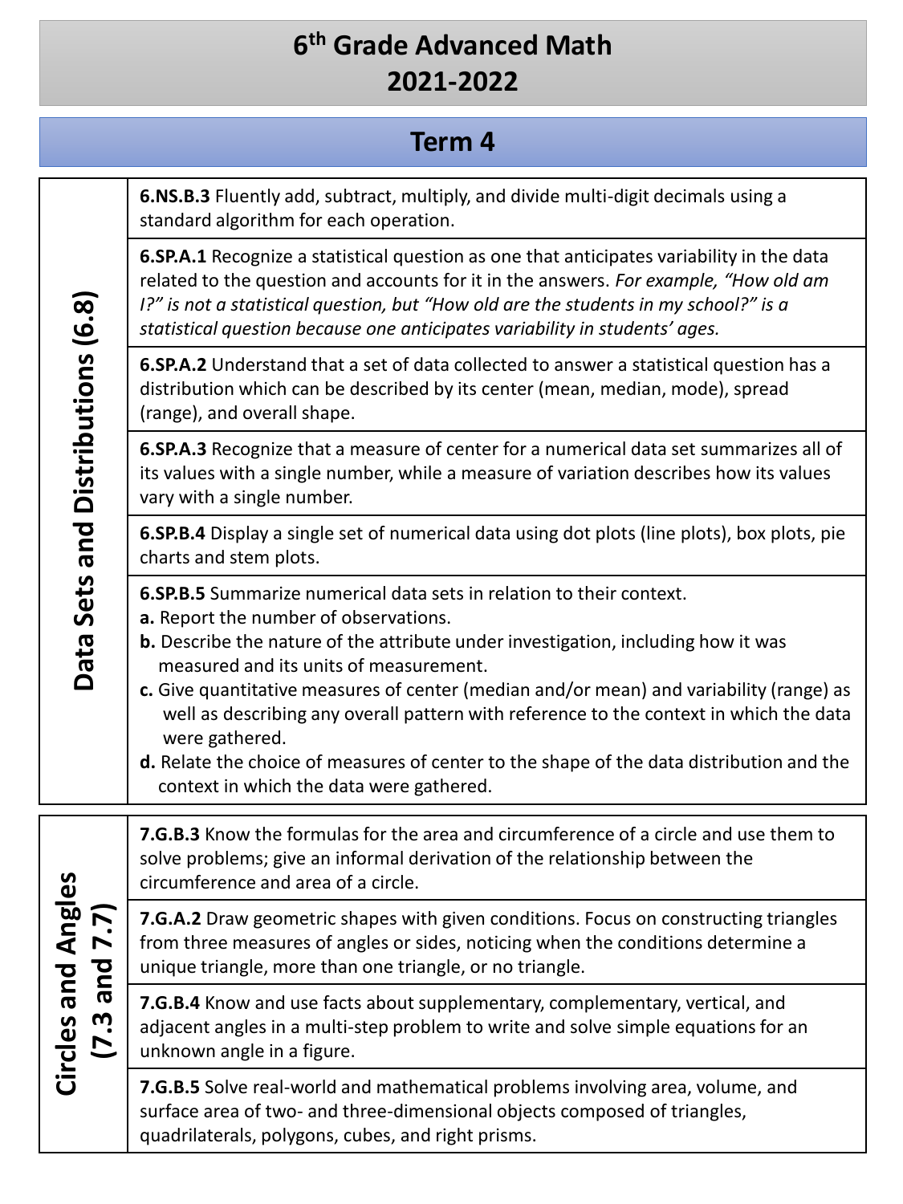# 6th Grade Advanced Math 2021-2022

## Term 4

| | |
|---|---|
| **Data Sets and Distributions (6.8)** | **6.NS.B.3** Fluently add, subtract, multiply, and divide multi-digit decimals using a standard algorithm for each operation. |
| | **6.SP.A.1** Recognize a statistical question as one that anticipates variability in the data related to the question and accounts for it in the answers. *For example, "How old am I?" is not a statistical question, but "How old are the students in my school?" is a statistical question because one anticipates variability in students' ages.* |
| | **6.SP.A.2** Understand that a set of data collected to answer a statistical question has a distribution which can be described by its center (mean, median, mode), spread (range), and overall shape. |
| | **6.SP.A.3** Recognize that a measure of center for a numerical data set summarizes all of its values with a single number, while a measure of variation describes how its values vary with a single number. |
| | **6.SP.B.4** Display a single set of numerical data using dot plots (line plots), box plots, pie charts and stem plots. |
| | **6.SP.B.5** Summarize numerical data sets in relation to their context. **a.** Report the number of observations. **b.** Describe the nature of the attribute under investigation, including how it was measured and its units of measurement. **c.** Give quantitative measures of center (median and/or mean) and variability (range) as well as describing any overall pattern with reference to the context in which the data were gathered. **d.** Relate the choice of measures of center to the shape of the data distribution and the context in which the data were gathered. |

| | |
|---|---|
| **Circles and Angles (7.3 and 7.7)** | **7.G.B.3** Know the formulas for the area and circumference of a circle and use them to solve problems; give an informal derivation of the relationship between the circumference and area of a circle. |
| | **7.G.A.2** Draw geometric shapes with given conditions. Focus on constructing triangles from three measures of angles or sides, noticing when the conditions determine a unique triangle, more than one triangle, or no triangle. |
| | **7.G.B.4** Know and use facts about supplementary, complementary, vertical, and adjacent angles in a multi-step problem to write and solve simple equations for an unknown angle in a figure. |
| | **7.G.B.5** Solve real-world and mathematical problems involving area, volume, and surface area of two- and three-dimensional objects composed of triangles, quadrilaterals, polygons, cubes, and right prisms. |